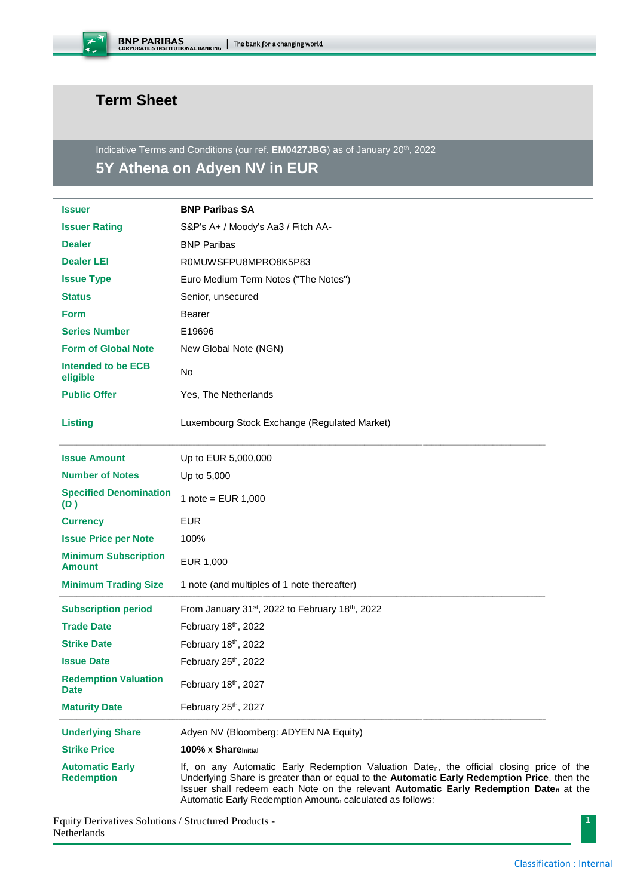# Term Sheet

Indicative Terms and Conditions (our ref. **EM0427JBG**) as of January 20th, 2022

## 5Y Athena on Adyen NV in EUR

| | |
|---|---|
| **Issuer** | **BNP Paribas SA** |
| **Issuer Rating** | S&P's A+ / Moody's Aa3 / Fitch AA- |
| **Dealer** | BNP Paribas |
| **Dealer LEI** | R0MUWSFPU8MPRO8K5P83 |
| **Issue Type** | Euro Medium Term Notes ("The Notes") |
| **Status** | Senior, unsecured |
| **Form** | Bearer |
| **Series Number** | E19696 |
| **Form of Global Note** | New Global Note (NGN) |
| **Intended to be ECB eligible** | No |
| **Public Offer** | Yes, The Netherlands |
| **Listing** | Luxembourg Stock Exchange (Regulated Market) |

| | |
|---|---|
| **Issue Amount** | Up to EUR 5,000,000 |
| **Number of Notes** | Up to 5,000 |
| **Specified Denomination (D )** | 1 note = EUR 1,000 |
| **Currency** | EUR |
| **Issue Price per Note** | 100% |
| **Minimum Subscription Amount** | EUR 1,000 |
| **Minimum Trading Size** | 1 note (and multiples of 1 note thereafter) |

| | |
|---|---|
| **Subscription period** | From January 31st, 2022 to February 18th, 2022 |
| **Trade Date** | February 18th, 2022 |
| **Strike Date** | February 18th, 2022 |
| **Issue Date** | February 25th, 2022 |
| **Redemption Valuation Date** | February 18th, 2027 |
| **Maturity Date** | February 25th, 2027 |

| | |
|---|---|
| **Underlying Share** | Adyen NV (Bloomberg: ADYEN NA Equity) |
| **Strike Price** | **100%** x **$Share_{Initial}$** |
| **Automatic Early Redemption** | If, on any Automatic Early Redemption Date$_n$, the official closing price of the Underlying Share is greater than or equal to the **Automatic Early Redemption Price**, then the Issuer shall redeem each Note on the relevant **Automatic Early Redemption Date$_n$** at the Automatic Early Redemption Amount$_n$ calculated as follows: |

Equity Derivatives Solutions / Structured Products - Netherlands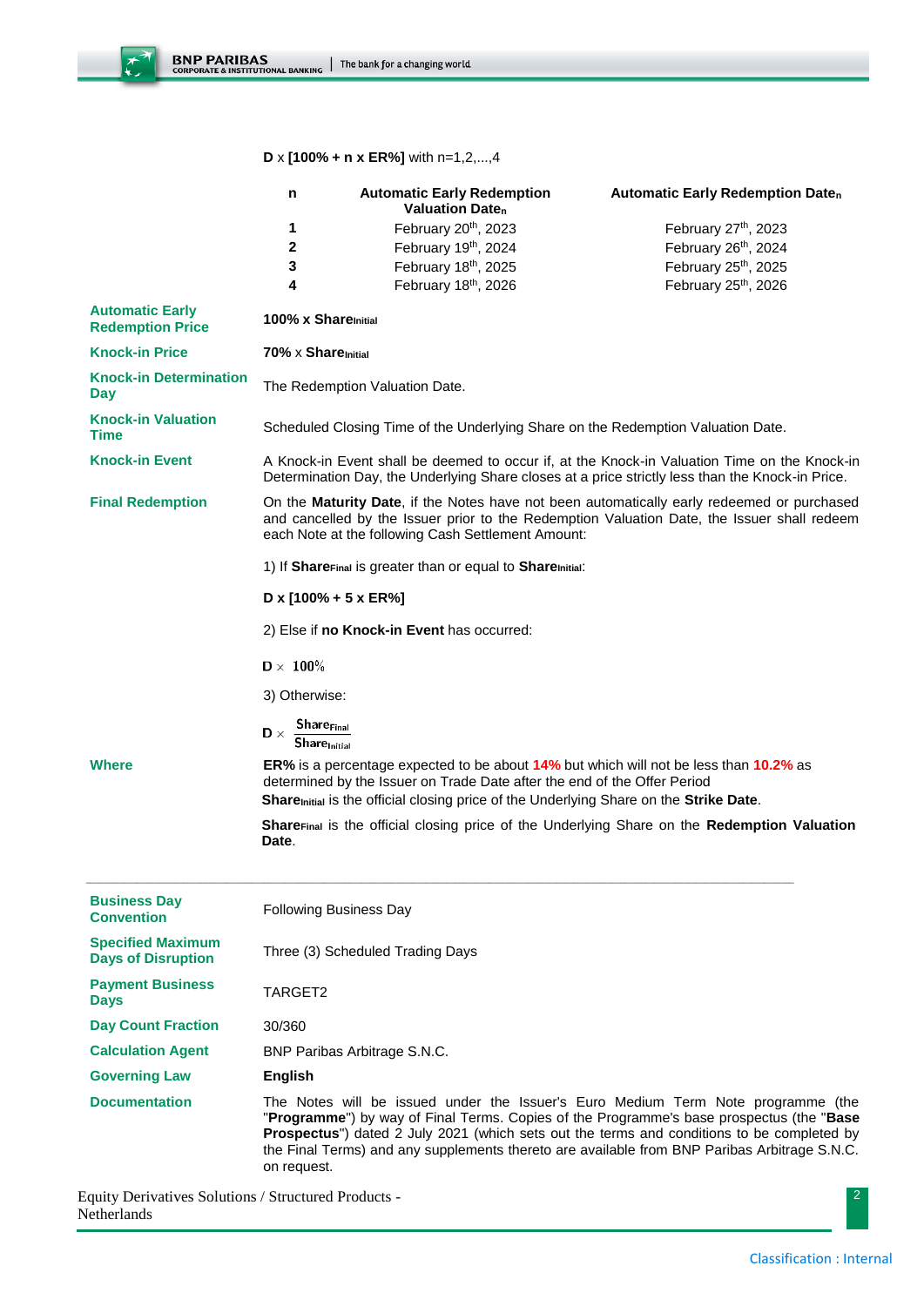**D** x **[100% + n x ER%]** with n=1,2,...,4

| n | Automatic Early Redemption Valuation Date$_n$ | Automatic Early Redemption Date$_n$ |
|---|---|---|
| **1** | February 20th, 2023 | February 27th, 2023 |
| **2** | February 19th, 2024 | February 26th, 2024 |
| **3** | February 18th, 2025 | February 25th, 2025 |
| **4** | February 18th, 2026 | February 25th, 2026 |

| | |
|---|---|
| **Automatic Early Redemption Price** | **100% x Share$_{Initial}$** |
| **Knock-in Price** | **70%** x **Share$_{Initial}$** |
| **Knock-in Determination Day** | The Redemption Valuation Date. |
| **Knock-in Valuation Time** | Scheduled Closing Time of the Underlying Share on the Redemption Valuation Date. |
| **Knock-in Event** | A Knock-in Event shall be deemed to occur if, at the Knock-in Valuation Time on the Knock-in Determination Day, the Underlying Share closes at a price strictly less than the Knock-in Price. |

**Final Redemption**

On the **Maturity Date**, if the Notes have not been automatically early redeemed or purchased and cancelled by the Issuer prior to the Redemption Valuation Date, the Issuer shall redeem each Note at the following Cash Settlement Amount:

1) If **Share$_{Final}$** is greater than or equal to **Share$_{Initial}$**:

**D x [100% + 5 x ER%]**

2) Else if **no Knock-in Event** has occurred:

$$D \times 100\%$$

3) Otherwise:

$$D \times \frac{Share_{Final}}{Share_{Initial}}$$

**Where**

**ER%** is a percentage expected to be about **14%** but which will not be less than **10.2%** as determined by the Issuer on Trade Date after the end of the Offer Period

**Share$_{Initial}$** is the official closing price of the Underlying Share on the **Strike Date**.

**Share$_{Final}$** is the official closing price of the Underlying Share on the **Redemption Valuation Date**.

---

| | |
|---|---|
| **Business Day Convention** | Following Business Day |
| **Specified Maximum Days of Disruption** | Three (3) Scheduled Trading Days |
| **Payment Business Days** | TARGET2 |
| **Day Count Fraction** | 30/360 |
| **Calculation Agent** | BNP Paribas Arbitrage S.N.C. |
| **Governing Law** | **English** |
| **Documentation** | The Notes will be issued under the Issuer's Euro Medium Term Note programme (the "**Programme**") by way of Final Terms. Copies of the Programme's base prospectus (the "**Base Prospectus**") dated 2 July 2021 (which sets out the terms and conditions to be completed by the Final Terms) and any supplements thereto are available from BNP Paribas Arbitrage S.N.C. on request. |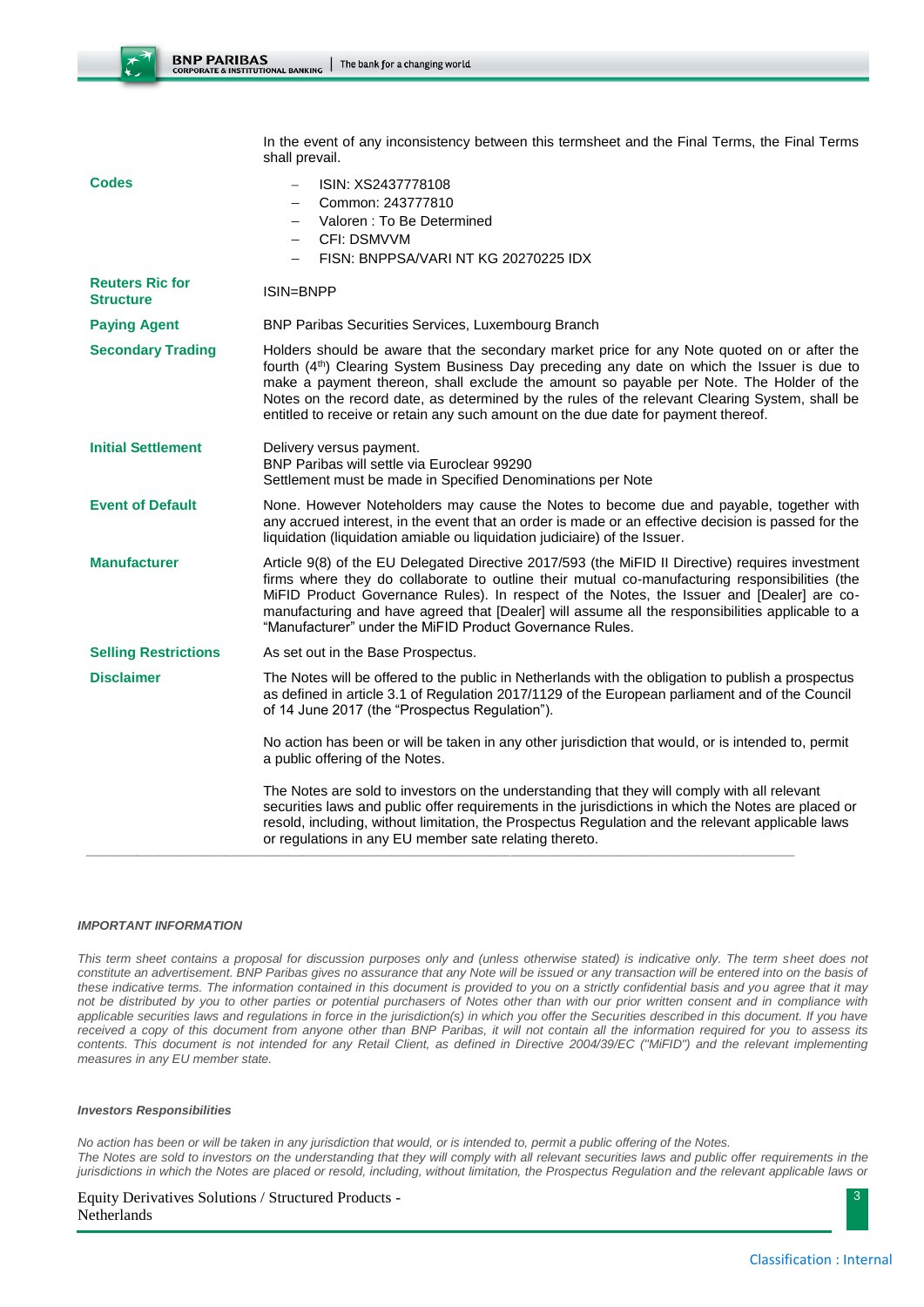| | |
|---|---|
| | In the event of any inconsistency between this termsheet and the Final Terms, the Final Terms shall prevail. |
| **Codes** | – ISIN: XS2437778108<br>– Common: 243777810<br>– Valoren : To Be Determined<br>– CFI: DSMVVM<br>– FISN: BNPPSA/VARI NT KG 20270225 IDX |
| **Reuters Ric for Structure** | ISIN=BNPP |
| **Paying Agent** | BNP Paribas Securities Services, Luxembourg Branch |
| **Secondary Trading** | Holders should be aware that the secondary market price for any Note quoted on or after the fourth (4th) Clearing System Business Day preceding any date on which the Issuer is due to make a payment thereon, shall exclude the amount so payable per Note. The Holder of the Notes on the record date, as determined by the rules of the relevant Clearing System, shall be entitled to receive or retain any such amount on the due date for payment thereof. |
| **Initial Settlement** | Delivery versus payment.<br>BNP Paribas will settle via Euroclear 99290<br>Settlement must be made in Specified Denominations per Note |
| **Event of Default** | None. However Noteholders may cause the Notes to become due and payable, together with any accrued interest, in the event that an order is made or an effective decision is passed for the liquidation (liquidation amiable ou liquidation judiciaire) of the Issuer. |
| **Manufacturer** | Article 9(8) of the EU Delegated Directive 2017/593 (the MiFID II Directive) requires investment firms where they do collaborate to outline their mutual co-manufacturing responsibilities (the MiFID Product Governance Rules). In respect of the Notes, the Issuer and [Dealer] are co-manufacturing and have agreed that [Dealer] will assume all the responsibilities applicable to a "Manufacturer" under the MiFID Product Governance Rules. |
| **Selling Restrictions** | As set out in the Base Prospectus. |
| **Disclaimer** | The Notes will be offered to the public in Netherlands with the obligation to publish a prospectus as defined in article 3.1 of Regulation 2017/1129 of the European parliament and of the Council of 14 June 2017 (the "Prospectus Regulation").<br><br>No action has been or will be taken in any other jurisdiction that would, or is intended to, permit a public offering of the Notes.<br><br>The Notes are sold to investors on the understanding that they will comply with all relevant securities laws and public offer requirements in the jurisdictions in which the Notes are placed or resold, including, without limitation, the Prospectus Regulation and the relevant applicable laws or regulations in any EU member sate relating thereto. |

***IMPORTANT INFORMATION***

*This term sheet contains a proposal for discussion purposes only and (unless otherwise stated) is indicative only. The term sheet does not constitute an advertisement. BNP Paribas gives no assurance that any Note will be issued or any transaction will be entered into on the basis of these indicative terms. The information contained in this document is provided to you on a strictly confidential basis and you agree that it may not be distributed by you to other parties or potential purchasers of Notes other than with our prior written consent and in compliance with applicable securities laws and regulations in force in the jurisdiction(s) in which you offer the Securities described in this document. If you have received a copy of this document from anyone other than BNP Paribas, it will not contain all the information required for you to assess its contents. This document is not intended for any Retail Client, as defined in Directive 2004/39/EC ("MiFID") and the relevant implementing measures in any EU member state.*

***Investors Responsibilities***

*No action has been or will be taken in any jurisdiction that would, or is intended to, permit a public offering of the Notes.*
*The Notes are sold to investors on the understanding that they will comply with all relevant securities laws and public offer requirements in the jurisdictions in which the Notes are placed or resold, including, without limitation, the Prospectus Regulation and the relevant applicable laws or*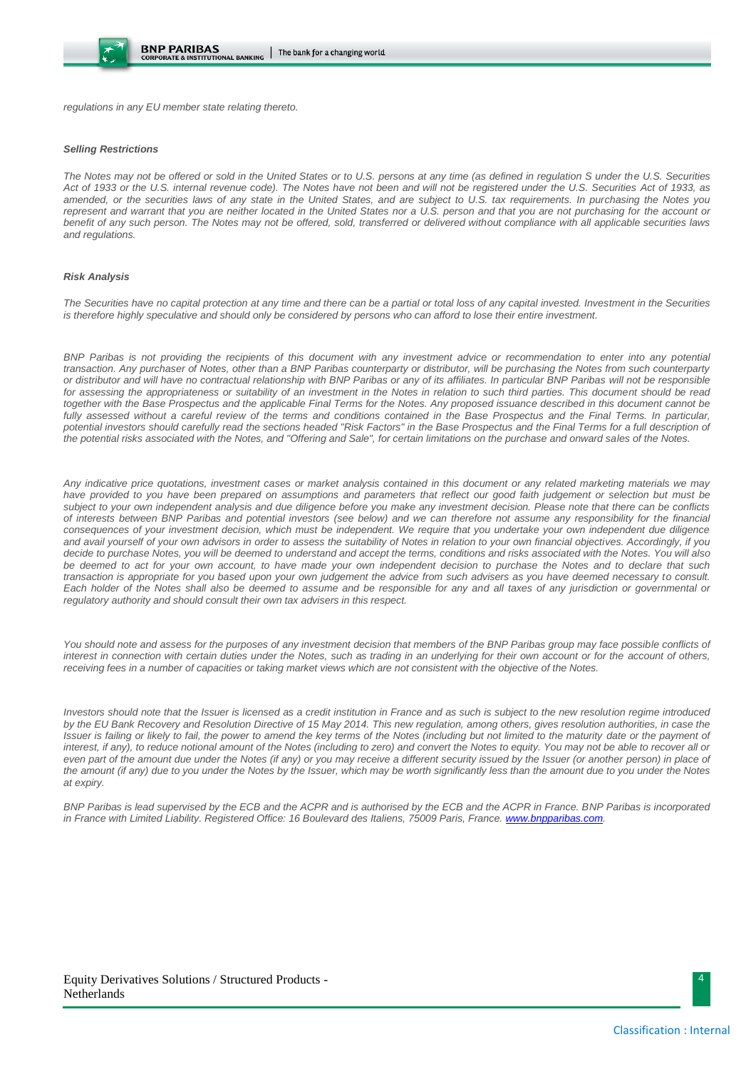*regulations in any EU member state relating thereto.*

***Selling Restrictions***

*The Notes may not be offered or sold in the United States or to U.S. persons at any time (as defined in regulation S under the U.S. Securities Act of 1933 or the U.S. internal revenue code). The Notes have not been and will not be registered under the U.S. Securities Act of 1933, as amended, or the securities laws of any state in the United States, and are subject to U.S. tax requirements. In purchasing the Notes you represent and warrant that you are neither located in the United States nor a U.S. person and that you are not purchasing for the account or benefit of any such person. The Notes may not be offered, sold, transferred or delivered without compliance with all applicable securities laws and regulations.*

***Risk Analysis***

*The Securities have no capital protection at any time and there can be a partial or total loss of any capital invested. Investment in the Securities is therefore highly speculative and should only be considered by persons who can afford to lose their entire investment.*

*BNP Paribas is not providing the recipients of this document with any investment advice or recommendation to enter into any potential transaction. Any purchaser of Notes, other than a BNP Paribas counterparty or distributor, will be purchasing the Notes from such counterparty or distributor and will have no contractual relationship with BNP Paribas or any of its affiliates. In particular BNP Paribas will not be responsible for assessing the appropriateness or suitability of an investment in the Notes in relation to such third parties. This document should be read together with the Base Prospectus and the applicable Final Terms for the Notes. Any proposed issuance described in this document cannot be fully assessed without a careful review of the terms and conditions contained in the Base Prospectus and the Final Terms. In particular, potential investors should carefully read the sections headed "Risk Factors" in the Base Prospectus and the Final Terms for a full description of the potential risks associated with the Notes, and "Offering and Sale", for certain limitations on the purchase and onward sales of the Notes.*

*Any indicative price quotations, investment cases or market analysis contained in this document or any related marketing materials we may have provided to you have been prepared on assumptions and parameters that reflect our good faith judgement or selection but must be subject to your own independent analysis and due diligence before you make any investment decision. Please note that there can be conflicts of interests between BNP Paribas and potential investors (see below) and we can therefore not assume any responsibility for the financial consequences of your investment decision, which must be independent. We require that you undertake your own independent due diligence and avail yourself of your own advisors in order to assess the suitability of Notes in relation to your own financial objectives. Accordingly, if you decide to purchase Notes, you will be deemed to understand and accept the terms, conditions and risks associated with the Notes. You will also be deemed to act for your own account, to have made your own independent decision to purchase the Notes and to declare that such transaction is appropriate for you based upon your own judgement the advice from such advisers as you have deemed necessary to consult. Each holder of the Notes shall also be deemed to assume and be responsible for any and all taxes of any jurisdiction or governmental or regulatory authority and should consult their own tax advisers in this respect.*

*You should note and assess for the purposes of any investment decision that members of the BNP Paribas group may face possible conflicts of interest in connection with certain duties under the Notes, such as trading in an underlying for their own account or for the account of others, receiving fees in a number of capacities or taking market views which are not consistent with the objective of the Notes.*

*Investors should note that the Issuer is licensed as a credit institution in France and as such is subject to the new resolution regime introduced by the EU Bank Recovery and Resolution Directive of 15 May 2014. This new regulation, among others, gives resolution authorities, in case the Issuer is failing or likely to fail, the power to amend the key terms of the Notes (including but not limited to the maturity date or the payment of interest, if any), to reduce notional amount of the Notes (including to zero) and convert the Notes to equity. You may not be able to recover all or even part of the amount due under the Notes (if any) or you may receive a different security issued by the Issuer (or another person) in place of the amount (if any) due to you under the Notes by the Issuer, which may be worth significantly less than the amount due to you under the Notes at expiry.*

*BNP Paribas is lead supervised by the ECB and the ACPR and is authorised by the ECB and the ACPR in France. BNP Paribas is incorporated in France with Limited Liability. Registered Office: 16 Boulevard des Italiens, 75009 Paris, France. [www.bnpparibas.com](http://www.bnpparibas.com).*